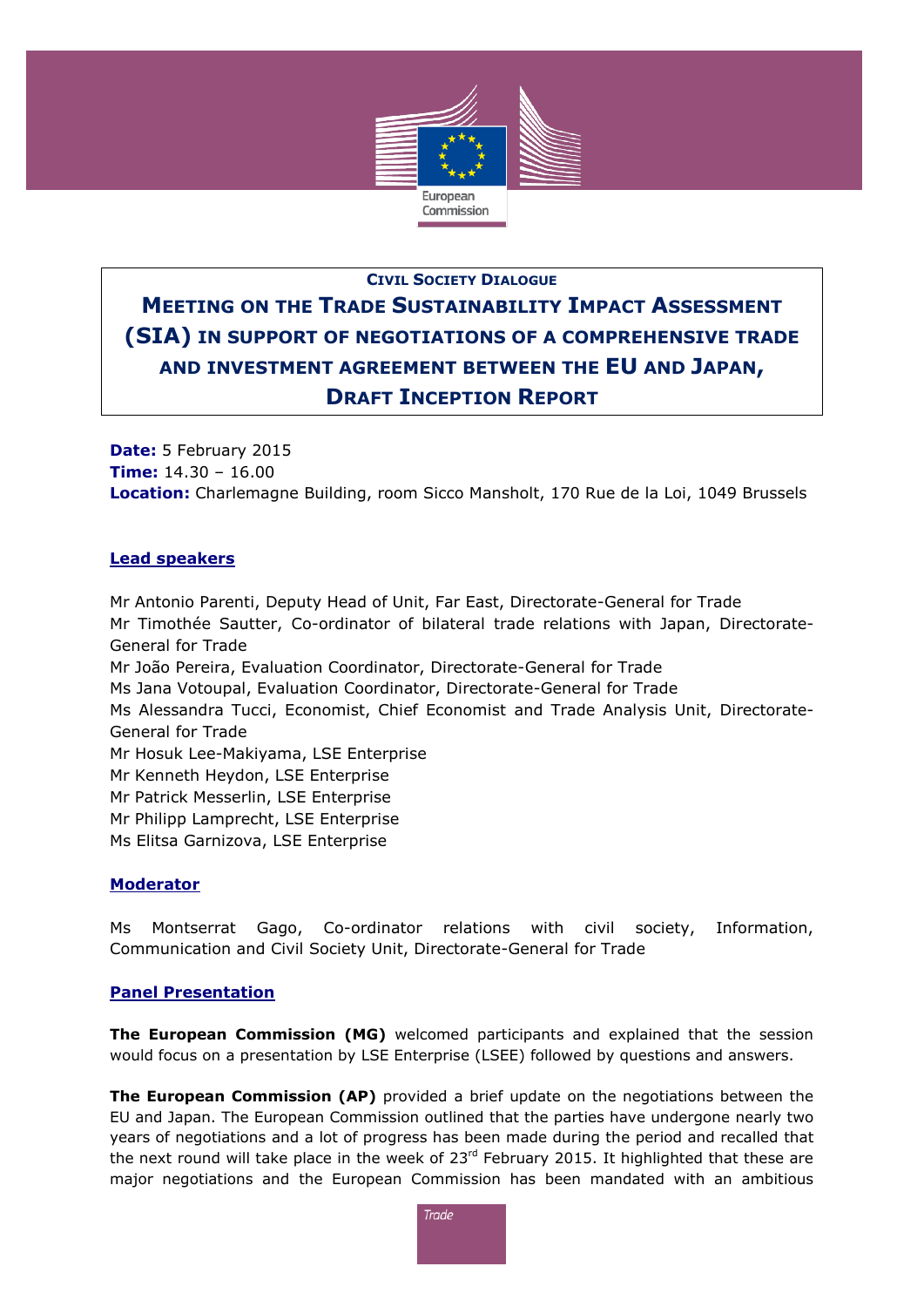**Civil Society Dialogue**

# Meeting on the Trade Sustainability Impact Assessment (SIA) in support of negotiations of a comprehensive trade and investment agreement between the EU and Japan, Draft Inception Report

**Date:** 5 February 2015
**Time:** 14.30 – 16.00
**Location:** Charlemagne Building, room Sicco Mansholt, 170 Rue de la Loi, 1049 Brussels

## Lead speakers

Mr Antonio Parenti, Deputy Head of Unit, Far East, Directorate-General for Trade
Mr Timothée Sautter, Co-ordinator of bilateral trade relations with Japan, Directorate-General for Trade
Mr João Pereira, Evaluation Coordinator, Directorate-General for Trade
Ms Jana Votoupal, Evaluation Coordinator, Directorate-General for Trade
Ms Alessandra Tucci, Economist, Chief Economist and Trade Analysis Unit, Directorate-General for Trade
Mr Hosuk Lee-Makiyama, LSE Enterprise
Mr Kenneth Heydon, LSE Enterprise
Mr Patrick Messerlin, LSE Enterprise
Mr Philipp Lamprecht, LSE Enterprise
Ms Elitsa Garnizova, LSE Enterprise

## Moderator

Ms Montserrat Gago, Co-ordinator relations with civil society, Information, Communication and Civil Society Unit, Directorate-General for Trade

## Panel Presentation

**The European Commission (MG)** welcomed participants and explained that the session would focus on a presentation by LSE Enterprise (LSEE) followed by questions and answers.

**The European Commission (AP)** provided a brief update on the negotiations between the EU and Japan. The European Commission outlined that the parties have undergone nearly two years of negotiations and a lot of progress has been made during the period and recalled that the next round will take place in the week of 23rd February 2015. It highlighted that these are major negotiations and the European Commission has been mandated with an ambitious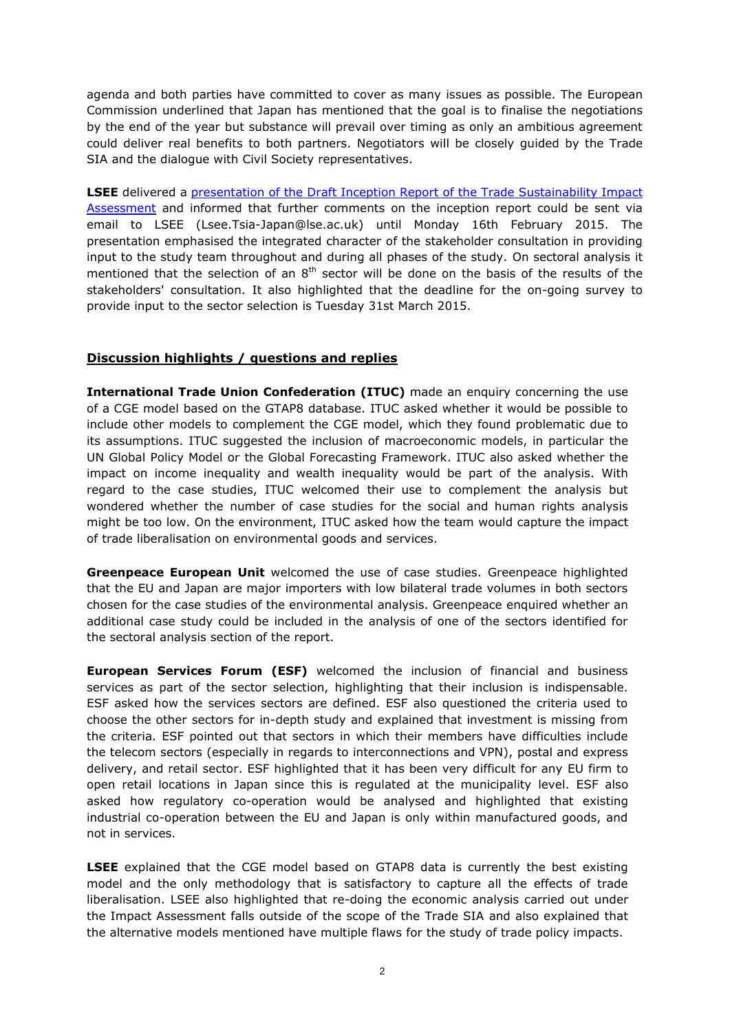agenda and both parties have committed to cover as many issues as possible. The European Commission underlined that Japan has mentioned that the goal is to finalise the negotiations by the end of the year but substance will prevail over timing as only an ambitious agreement could deliver real benefits to both partners. Negotiators will be closely guided by the Trade SIA and the dialogue with Civil Society representatives.

**LSEE** delivered a [presentation of the Draft Inception Report of the Trade Sustainability Impact Assessment]() and informed that further comments on the inception report could be sent via email to LSEE (Lsee.Tsia-Japan@lse.ac.uk) until Monday 16th February 2015. The presentation emphasised the integrated character of the stakeholder consultation in providing input to the study team throughout and during all phases of the study. On sectoral analysis it mentioned that the selection of an 8th sector will be done on the basis of the results of the stakeholders' consultation. It also highlighted that the deadline for the on-going survey to provide input to the sector selection is Tuesday 31st March 2015.

## Discussion highlights / questions and replies

**International Trade Union Confederation (ITUC)** made an enquiry concerning the use of a CGE model based on the GTAP8 database. ITUC asked whether it would be possible to include other models to complement the CGE model, which they found problematic due to its assumptions. ITUC suggested the inclusion of macroeconomic models, in particular the UN Global Policy Model or the Global Forecasting Framework. ITUC also asked whether the impact on income inequality and wealth inequality would be part of the analysis. With regard to the case studies, ITUC welcomed their use to complement the analysis but wondered whether the number of case studies for the social and human rights analysis might be too low. On the environment, ITUC asked how the team would capture the impact of trade liberalisation on environmental goods and services.

**Greenpeace European Unit** welcomed the use of case studies. Greenpeace highlighted that the EU and Japan are major importers with low bilateral trade volumes in both sectors chosen for the case studies of the environmental analysis. Greenpeace enquired whether an additional case study could be included in the analysis of one of the sectors identified for the sectoral analysis section of the report.

**European Services Forum (ESF)** welcomed the inclusion of financial and business services as part of the sector selection, highlighting that their inclusion is indispensable. ESF asked how the services sectors are defined. ESF also questioned the criteria used to choose the other sectors for in-depth study and explained that investment is missing from the criteria. ESF pointed out that sectors in which their members have difficulties include the telecom sectors (especially in regards to interconnections and VPN), postal and express delivery, and retail sector. ESF highlighted that it has been very difficult for any EU firm to open retail locations in Japan since this is regulated at the municipality level. ESF also asked how regulatory co-operation would be analysed and highlighted that existing industrial co-operation between the EU and Japan is only within manufactured goods, and not in services.

**LSEE** explained that the CGE model based on GTAP8 data is currently the best existing model and the only methodology that is satisfactory to capture all the effects of trade liberalisation. LSEE also highlighted that re-doing the economic analysis carried out under the Impact Assessment falls outside of the scope of the Trade SIA and also explained that the alternative models mentioned have multiple flaws for the study of trade policy impacts.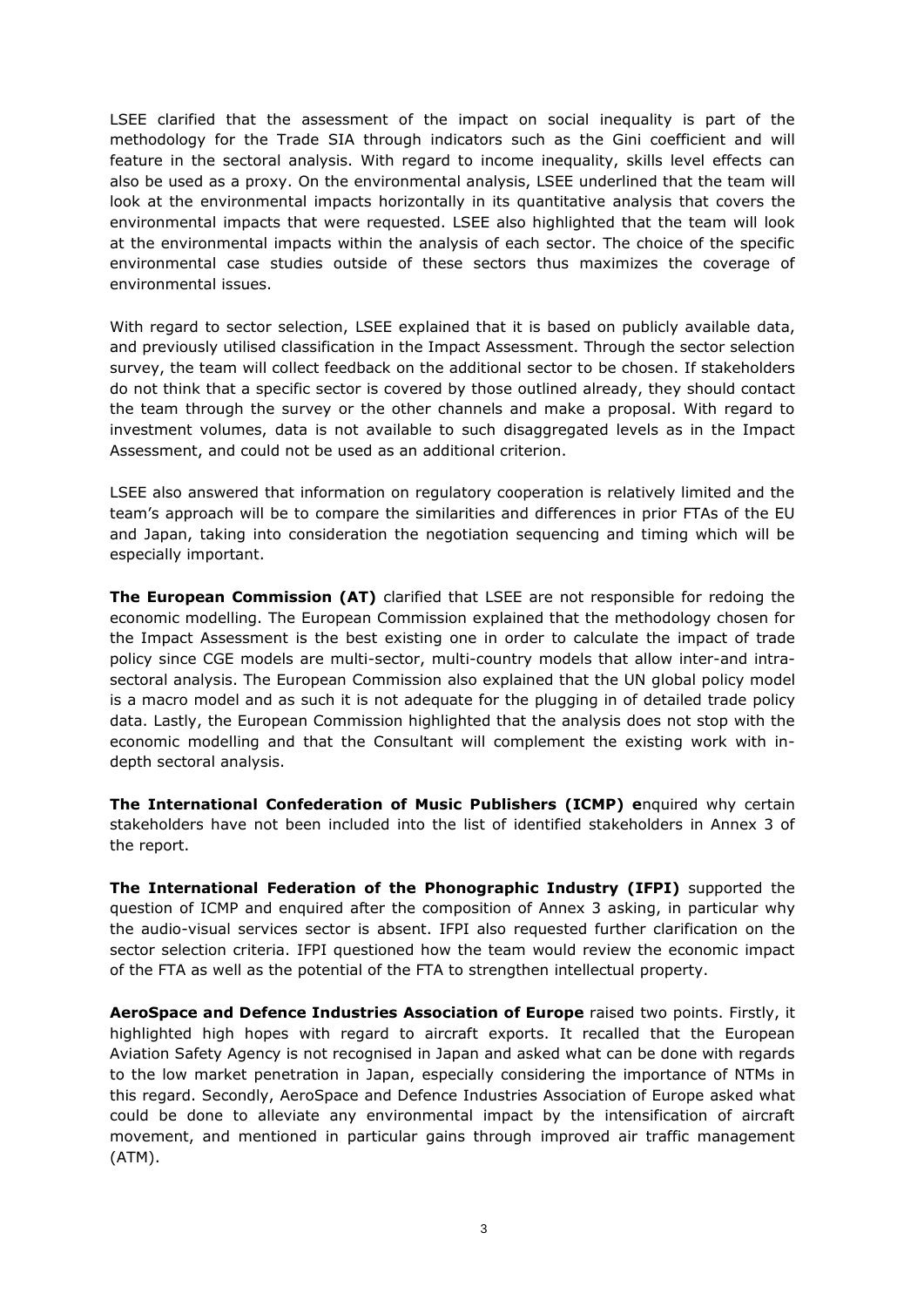LSEE clarified that the assessment of the impact on social inequality is part of the methodology for the Trade SIA through indicators such as the Gini coefficient and will feature in the sectoral analysis. With regard to income inequality, skills level effects can also be used as a proxy. On the environmental analysis, LSEE underlined that the team will look at the environmental impacts horizontally in its quantitative analysis that covers the environmental impacts that were requested. LSEE also highlighted that the team will look at the environmental impacts within the analysis of each sector. The choice of the specific environmental case studies outside of these sectors thus maximizes the coverage of environmental issues.

With regard to sector selection, LSEE explained that it is based on publicly available data, and previously utilised classification in the Impact Assessment. Through the sector selection survey, the team will collect feedback on the additional sector to be chosen. If stakeholders do not think that a specific sector is covered by those outlined already, they should contact the team through the survey or the other channels and make a proposal. With regard to investment volumes, data is not available to such disaggregated levels as in the Impact Assessment, and could not be used as an additional criterion.

LSEE also answered that information on regulatory cooperation is relatively limited and the team's approach will be to compare the similarities and differences in prior FTAs of the EU and Japan, taking into consideration the negotiation sequencing and timing which will be especially important.

**The European Commission (AT)** clarified that LSEE are not responsible for redoing the economic modelling. The European Commission explained that the methodology chosen for the Impact Assessment is the best existing one in order to calculate the impact of trade policy since CGE models are multi-sector, multi-country models that allow inter-and intra-sectoral analysis. The European Commission also explained that the UN global policy model is a macro model and as such it is not adequate for the plugging in of detailed trade policy data. Lastly, the European Commission highlighted that the analysis does not stop with the economic modelling and that the Consultant will complement the existing work with in-depth sectoral analysis.

**The International Confederation of Music Publishers (ICMP) e**nquired why certain stakeholders have not been included into the list of identified stakeholders in Annex 3 of the report.

**The International Federation of the Phonographic Industry (IFPI)** supported the question of ICMP and enquired after the composition of Annex 3 asking, in particular why the audio-visual services sector is absent. IFPI also requested further clarification on the sector selection criteria. IFPI questioned how the team would review the economic impact of the FTA as well as the potential of the FTA to strengthen intellectual property.

**AeroSpace and Defence Industries Association of Europe** raised two points. Firstly, it highlighted high hopes with regard to aircraft exports. It recalled that the European Aviation Safety Agency is not recognised in Japan and asked what can be done with regards to the low market penetration in Japan, especially considering the importance of NTMs in this regard. Secondly, AeroSpace and Defence Industries Association of Europe asked what could be done to alleviate any environmental impact by the intensification of aircraft movement, and mentioned in particular gains through improved air traffic management (ATM).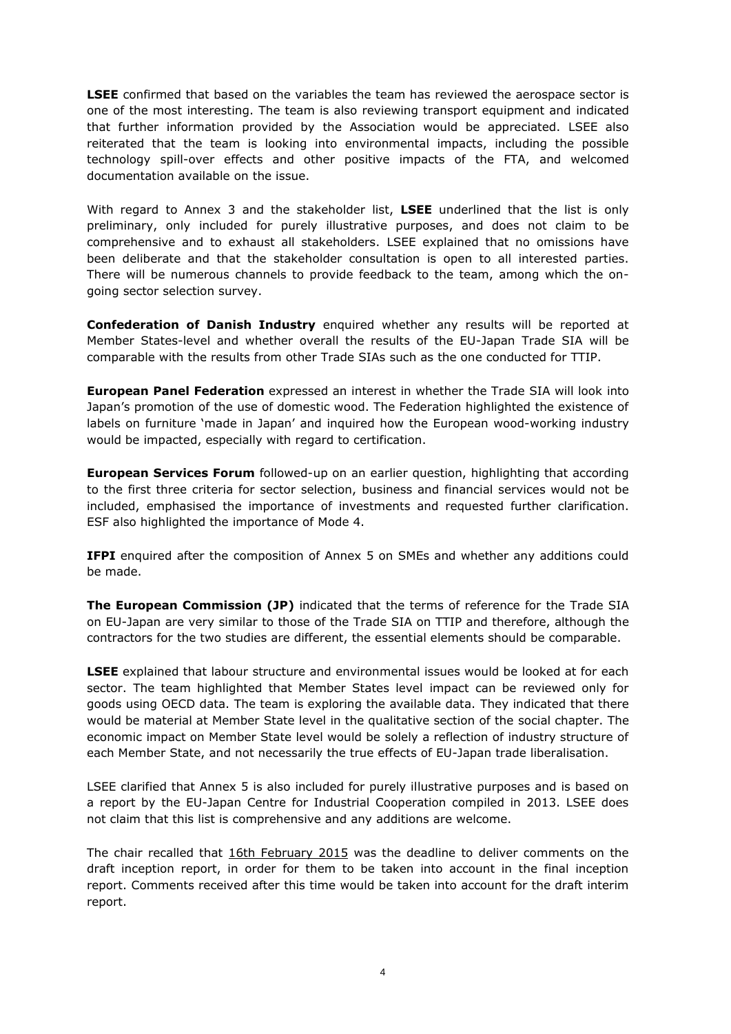**LSEE** confirmed that based on the variables the team has reviewed the aerospace sector is one of the most interesting. The team is also reviewing transport equipment and indicated that further information provided by the Association would be appreciated. LSEE also reiterated that the team is looking into environmental impacts, including the possible technology spill-over effects and other positive impacts of the FTA, and welcomed documentation available on the issue.

With regard to Annex 3 and the stakeholder list, **LSEE** underlined that the list is only preliminary, only included for purely illustrative purposes, and does not claim to be comprehensive and to exhaust all stakeholders. LSEE explained that no omissions have been deliberate and that the stakeholder consultation is open to all interested parties. There will be numerous channels to provide feedback to the team, among which the on-going sector selection survey.

**Confederation of Danish Industry** enquired whether any results will be reported at Member States-level and whether overall the results of the EU-Japan Trade SIA will be comparable with the results from other Trade SIAs such as the one conducted for TTIP.

**European Panel Federation** expressed an interest in whether the Trade SIA will look into Japan's promotion of the use of domestic wood. The Federation highlighted the existence of labels on furniture 'made in Japan' and inquired how the European wood-working industry would be impacted, especially with regard to certification.

**European Services Forum** followed-up on an earlier question, highlighting that according to the first three criteria for sector selection, business and financial services would not be included, emphasised the importance of investments and requested further clarification. ESF also highlighted the importance of Mode 4.

**IFPI** enquired after the composition of Annex 5 on SMEs and whether any additions could be made.

**The European Commission (JP)** indicated that the terms of reference for the Trade SIA on EU-Japan are very similar to those of the Trade SIA on TTIP and therefore, although the contractors for the two studies are different, the essential elements should be comparable.

**LSEE** explained that labour structure and environmental issues would be looked at for each sector. The team highlighted that Member States level impact can be reviewed only for goods using OECD data. The team is exploring the available data. They indicated that there would be material at Member State level in the qualitative section of the social chapter. The economic impact on Member State level would be solely a reflection of industry structure of each Member State, and not necessarily the true effects of EU-Japan trade liberalisation.

LSEE clarified that Annex 5 is also included for purely illustrative purposes and is based on a report by the EU-Japan Centre for Industrial Cooperation compiled in 2013. LSEE does not claim that this list is comprehensive and any additions are welcome.

The chair recalled that 16th February 2015 was the deadline to deliver comments on the draft inception report, in order for them to be taken into account in the final inception report. Comments received after this time would be taken into account for the draft interim report.